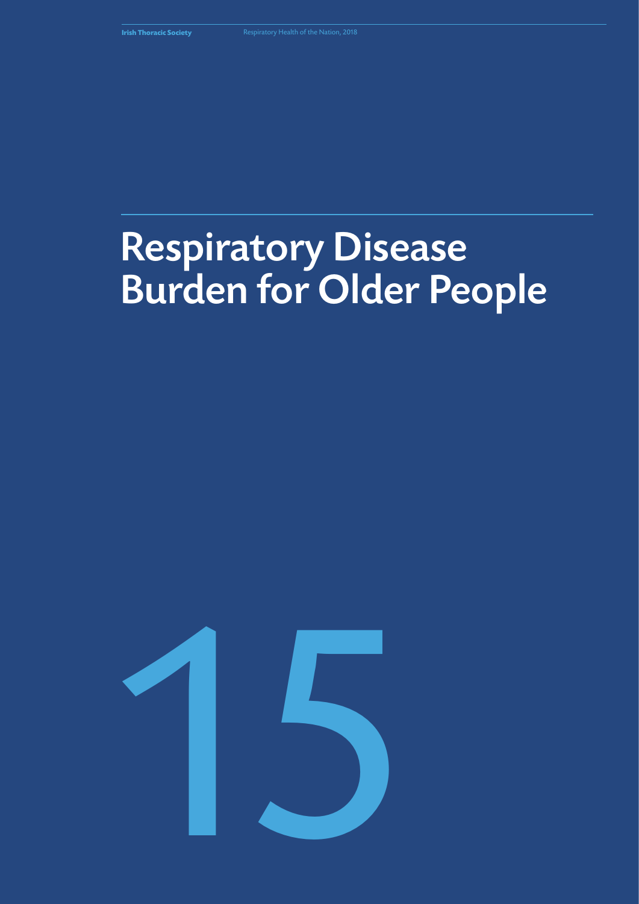# Respiratory Disease Burden for Older People

15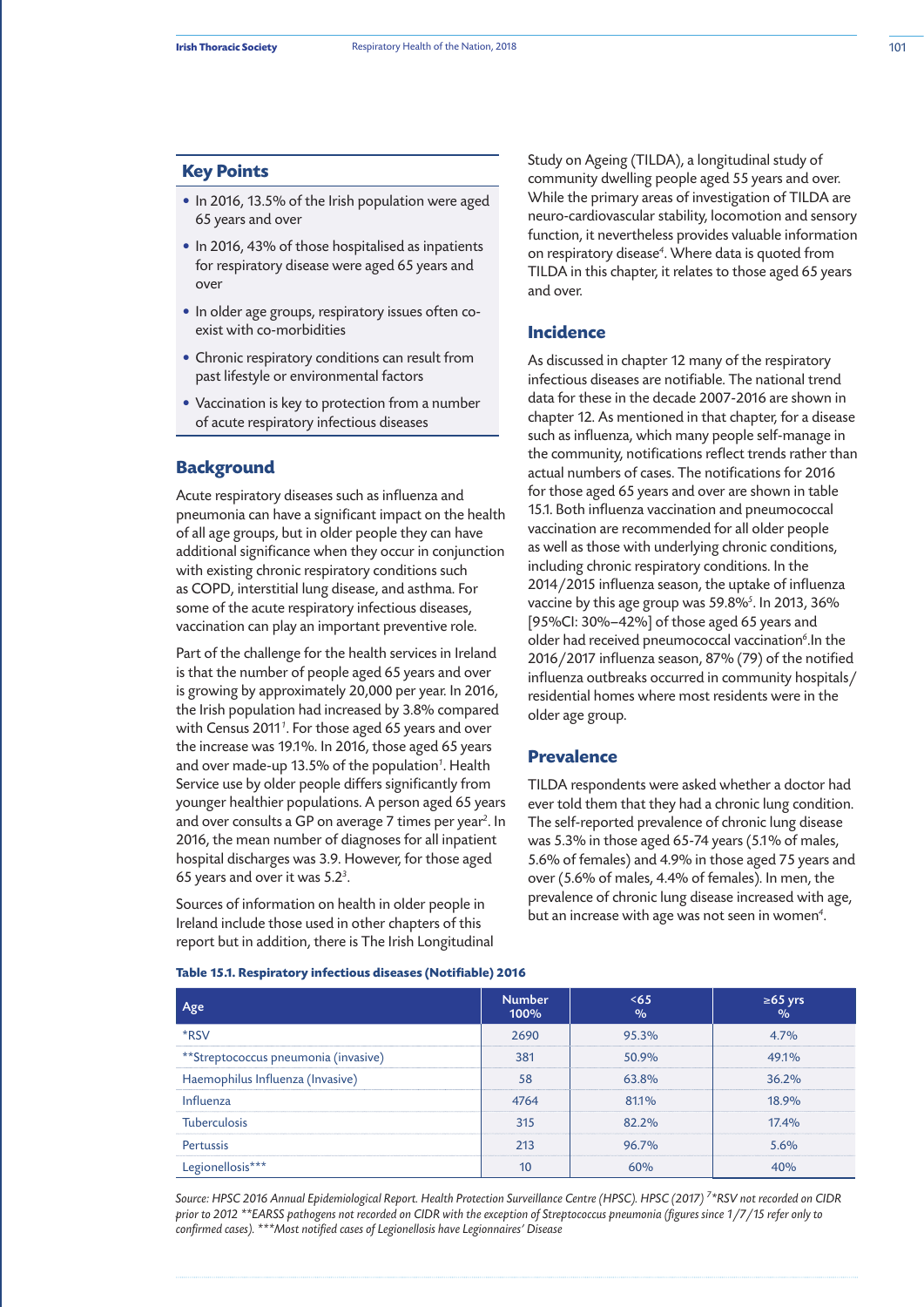## Key Points

- In 2016, 13.5% of the Irish population were aged 65 years and over
- In 2016, 43% of those hospitalised as inpatients for respiratory disease were aged 65 years and over
- In older age groups, respiratory issues often co-exist with co-morbidities
- Chronic respiratory conditions can result from past lifestyle or environmental factors
- Vaccination is key to protection from a number of acute respiratory infectious diseases

## Background

Acute respiratory diseases such as influenza and pneumonia can have a significant impact on the health of all age groups, but in older people they can have additional significance when they occur in conjunction with existing chronic respiratory conditions such as COPD, interstitial lung disease, and asthma. For some of the acute respiratory infectious diseases, vaccination can play an important preventive role.

Part of the challenge for the health services in Ireland is that the number of people aged 65 years and over is growing by approximately 20,000 per year. In 2016, the Irish population had increased by 3.8% compared with Census 2011[1]. For those aged 65 years and over the increase was 19.1%. In 2016, those aged 65 years and over made-up 13.5% of the population[1]. Health Service use by older people differs significantly from younger healthier populations. A person aged 65 years and over consults a GP on average 7 times per year[2]. In 2016, the mean number of diagnoses for all inpatient hospital discharges was 3.9. However, for those aged 65 years and over it was 5.2[3].

Sources of information on health in older people in Ireland include those used in other chapters of this report but in addition, there is The Irish Longitudinal Study on Ageing (TILDA), a longitudinal study of community dwelling people aged 55 years and over. While the primary areas of investigation of TILDA are neuro-cardiovascular stability, locomotion and sensory function, it nevertheless provides valuable information on respiratory disease[4]. Where data is quoted from TILDA in this chapter, it relates to those aged 65 years and over.

## Incidence

As discussed in chapter 12 many of the respiratory infectious diseases are notifiable. The national trend data for these in the decade 2007-2016 are shown in chapter 12. As mentioned in that chapter, for a disease such as influenza, which many people self-manage in the community, notifications reflect trends rather than actual numbers of cases. The notifications for 2016 for those aged 65 years and over are shown in table 15.1. Both influenza vaccination and pneumococcal vaccination are recommended for all older people as well as those with underlying chronic conditions, including chronic respiratory conditions. In the 2014/2015 influenza season, the uptake of influenza vaccine by this age group was 59.8%[5]. In 2013, 36% [95%CI: 30%–42%] of those aged 65 years and older had received pneumococcal vaccination[6]. In the 2016/2017 influenza season, 87% (79) of the notified influenza outbreaks occurred in community hospitals/residential homes where most residents were in the older age group.

## Prevalence

TILDA respondents were asked whether a doctor had ever told them that they had a chronic lung condition. The self-reported prevalence of chronic lung disease was 5.3% in those aged 65-74 years (5.1% of males, 5.6% of females) and 4.9% in those aged 75 years and over (5.6% of males, 4.4% of females). In men, the prevalence of chronic lung disease increased with age, but an increase with age was not seen in women[4].

**Table 15.1. Respiratory infectious diseases (Notifiable) 2016**

| Age | Number 100% | <65 % | ≥65 yrs % |
|---|---|---|---|
| *RSV | 2690 | 95.3% | 4.7% |
| **Streptococcus pneumonia (invasive) | 381 | 50.9% | 49.1% |
| Haemophilus Influenza (Invasive) | 58 | 63.8% | 36.2% |
| Influenza | 4764 | 81.1% | 18.9% |
| Tuberculosis | 315 | 82.2% | 17.4% |
| Pertussis | 213 | 96.7% | 5.6% |
| Legionellosis*** | 10 | 60% | 40% |

*Source: HPSC 2016 Annual Epidemiological Report. Health Protection Surveillance Centre (HPSC). HPSC (2017) [7] *RSV not recorded on CIDR prior to 2012 **EARSS pathogens not recorded on CIDR with the exception of Streptococcus pneumonia (figures since 1/7/15 refer only to confirmed cases). ***Most notified cases of Legionellosis have Legionnaires' Disease*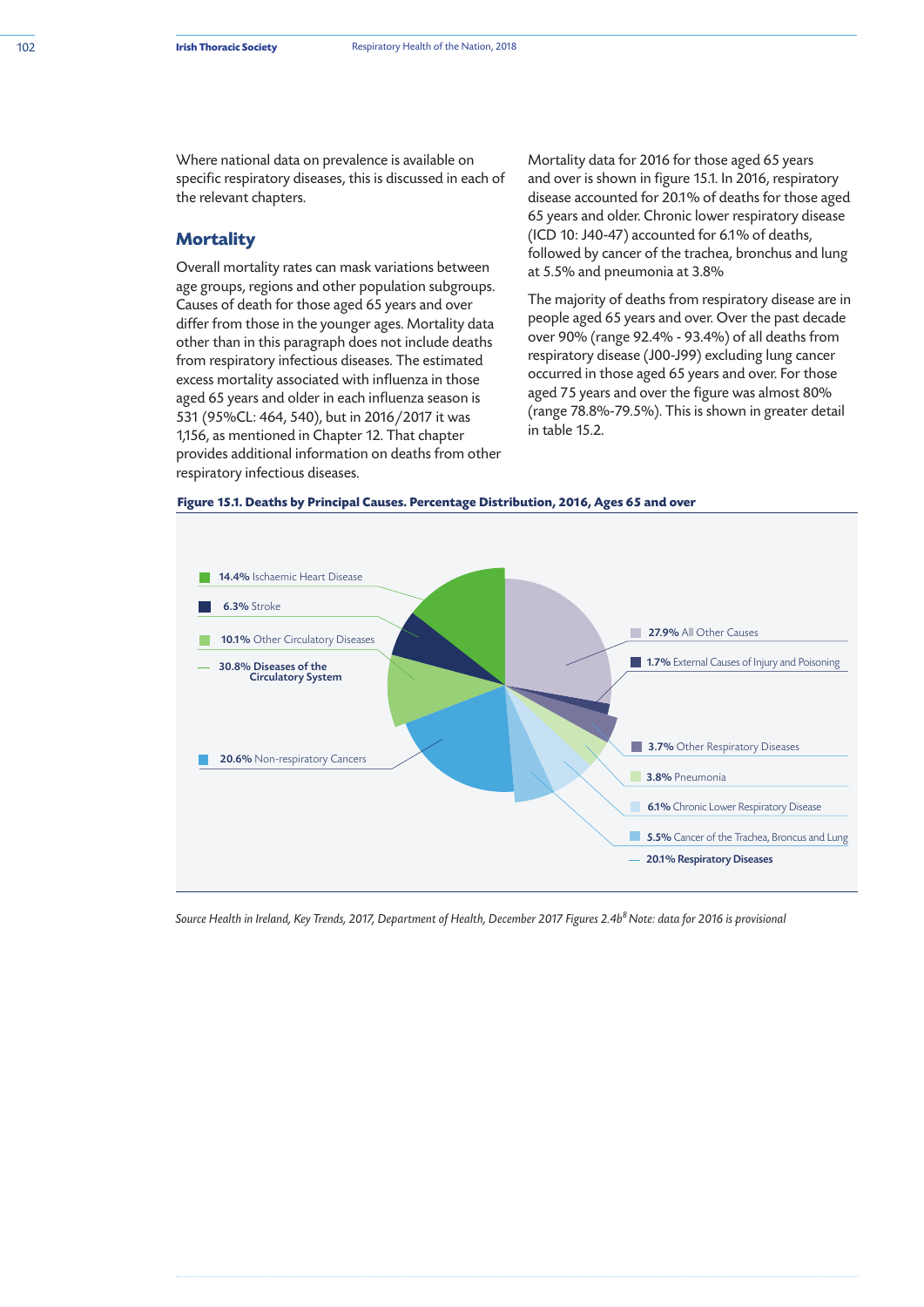Where national data on prevalence is available on specific respiratory diseases, this is discussed in each of the relevant chapters.

## Mortality

Overall mortality rates can mask variations between age groups, regions and other population subgroups. Causes of death for those aged 65 years and over differ from those in the younger ages. Mortality data other than in this paragraph does not include deaths from respiratory infectious diseases. The estimated excess mortality associated with influenza in those aged 65 years and older in each influenza season is 531 (95%CL: 464, 540), but in 2016/2017 it was 1,156, as mentioned in Chapter 12. That chapter provides additional information on deaths from other respiratory infectious diseases.

Mortality data for 2016 for those aged 65 years and over is shown in figure 15.1. In 2016, respiratory disease accounted for 20.1% of deaths for those aged 65 years and older. Chronic lower respiratory disease (ICD 10: J40-47) accounted for 6.1% of deaths, followed by cancer of the trachea, bronchus and lung at 5.5% and pneumonia at 3.8%

The majority of deaths from respiratory disease are in people aged 65 years and over. Over the past decade over 90% (range 92.4% - 93.4%) of all deaths from respiratory disease (J00-J99) excluding lung cancer occurred in those aged 65 years and over. For those aged 75 years and over the figure was almost 80% (range 78.8%-79.5%). This is shown in greater detail in table 15.2.

**Figure 15.1. Deaths by Principal Causes. Percentage Distribution, 2016, Ages 65 and over**

- **14.4%** Ischaemic Heart Disease
- **6.3%** Stroke
- **10.1%** Other Circulatory Diseases
- **30.8% Diseases of the Circulatory System**
- **20.6%** Non-respiratory Cancers
- **27.9%** All Other Causes
- **1.7%** External Causes of Injury and Poisoning
- **3.7%** Other Respiratory Diseases
- **3.8%** Pneumonia
- **6.1%** Chronic Lower Respiratory Disease
- **5.5%** Cancer of the Trachea, Broncus and Lung
- **20.1% Respiratory Diseases**

*Source Health in Ireland, Key Trends, 2017, Department of Health, December 2017 Figures 2.4b[8] Note: data for 2016 is provisional*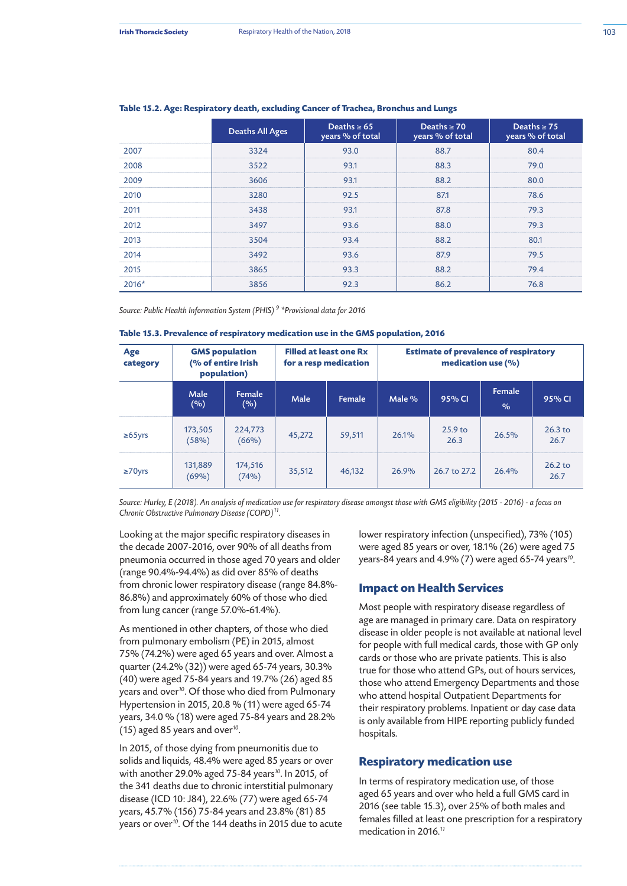**Table 15.2. Age: Respiratory death, excluding Cancer of Trachea, Bronchus and Lungs**

| | Deaths All Ages | Deaths ≥ 65 years % of total | Deaths ≥ 70 years % of total | Deaths ≥ 75 years % of total |
|---|---|---|---|---|
| 2007 | 3324 | 93.0 | 88.7 | 80.4 |
| 2008 | 3522 | 93.1 | 88.3 | 79.0 |
| 2009 | 3606 | 93.1 | 88.2 | 80.0 |
| 2010 | 3280 | 92.5 | 87.1 | 78.6 |
| 2011 | 3438 | 93.1 | 87.8 | 79.3 |
| 2012 | 3497 | 93.6 | 88.0 | 79.3 |
| 2013 | 3504 | 93.4 | 88.2 | 80.1 |
| 2014 | 3492 | 93.6 | 87.9 | 79.5 |
| 2015 | 3865 | 93.3 | 88.2 | 79.4 |
| 2016* | 3856 | 92.3 | 86.2 | 76.8 |

*Source: Public Health Information System (PHIS)* [9] *\*Provisional data for 2016*

**Table 15.3. Prevalence of respiratory medication use in the GMS population, 2016**

| Age category | GMS population (% of entire Irish population) | | Filled at least one Rx for a resp medication | | Estimate of prevalence of respiratory medication use (%) | | | |
|---|---|---|---|---|---|---|---|---|
| | Male (%) | Female (%) | Male | Female | Male % | 95% CI | Female % | 95% CI |
| ≥65yrs | 173,505 (58%) | 224,773 (66%) | 45,272 | 59,511 | 26.1% | 25.9 to 26.3 | 26.5% | 26.3 to 26.7 |
| ≥70yrs | 131,889 (69%) | 174,516 (74%) | 35,512 | 46,132 | 26.9% | 26.7 to 27.2 | 26.4% | 26.2 to 26.7 |

*Source: Hurley, E (2018). An analysis of medication use for respiratory disease amongst those with GMS eligibility (2015 - 2016) - a focus on Chronic Obstructive Pulmonary Disease (COPD)*[11]*.*

Looking at the major specific respiratory diseases in the decade 2007-2016, over 90% of all deaths from pneumonia occurred in those aged 70 years and older (range 90.4%-94.4%) as did over 85% of deaths from chronic lower respiratory disease (range 84.8%-86.8%) and approximately 60% of those who died from lung cancer (range 57.0%-61.4%).

As mentioned in other chapters, of those who died from pulmonary embolism (PE) in 2015, almost 75% (74.2%) were aged 65 years and over. Almost a quarter (24.2% (32)) were aged 65-74 years, 30.3% (40) were aged 75-84 years and 19.7% (26) aged 85 years and over[10]. Of those who died from Pulmonary Hypertension in 2015, 20.8 % (11) were aged 65-74 years, 34.0 % (18) were aged 75-84 years and 28.2% (15) aged 85 years and over[10].

In 2015, of those dying from pneumonitis due to solids and liquids, 48.4% were aged 85 years or over with another 29.0% aged 75-84 years[10]. In 2015, of the 341 deaths due to chronic interstitial pulmonary disease (ICD 10: J84), 22.6% (77) were aged 65-74 years, 45.7% (156) 75-84 years and 23.8% (81) 85 years or over[10]. Of the 144 deaths in 2015 due to acute lower respiratory infection (unspecified), 73% (105) were aged 85 years or over, 18.1% (26) were aged 75 years-84 years and 4.9% (7) were aged 65-74 years[10].

## Impact on Health Services

Most people with respiratory disease regardless of age are managed in primary care. Data on respiratory disease in older people is not available at national level for people with full medical cards, those with GP only cards or those who are private patients. This is also true for those who attend GPs, out of hours services, those who attend Emergency Departments and those who attend hospital Outpatient Departments for their respiratory problems. Inpatient or day case data is only available from HIPE reporting publicly funded hospitals.

## Respiratory medication use

In terms of respiratory medication use, of those aged 65 years and over who held a full GMS card in 2016 (see table 15.3), over 25% of both males and females filled at least one prescription for a respiratory medication in 2016.[11]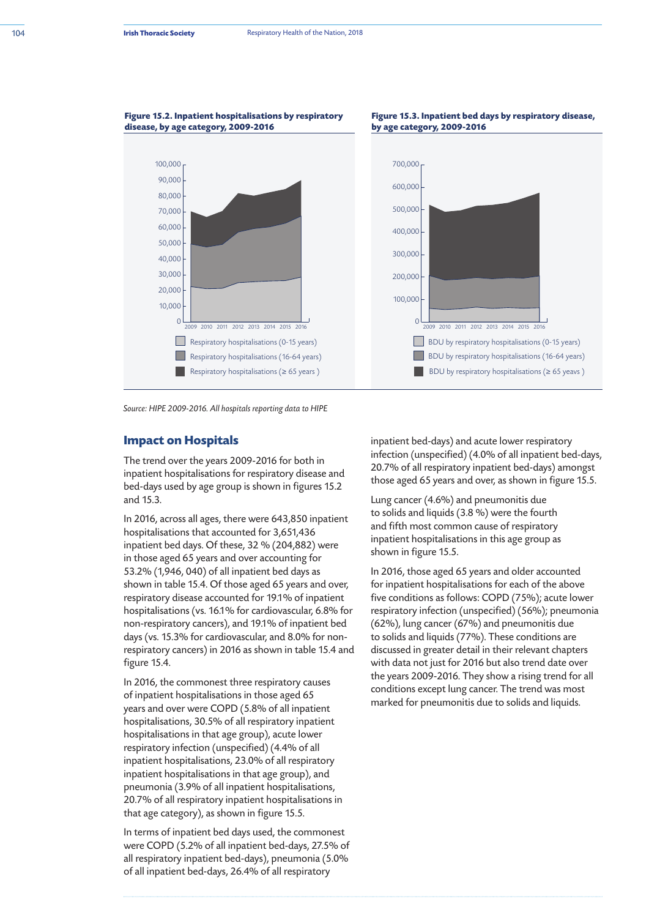**Figure 15.2. Inpatient hospitalisations by respiratory disease, by age category, 2009-2016**

**Figure 15.3. Inpatient bed days by respiratory disease, by age category, 2009-2016**

*Source: HIPE 2009-2016. All hospitals reporting data to HIPE*

## Impact on Hospitals

The trend over the years 2009-2016 for both in inpatient hospitalisations for respiratory disease and bed-days used by age group is shown in figures 15.2 and 15.3.

In 2016, across all ages, there were 643,850 inpatient hospitalisations that accounted for 3,651,436 inpatient bed days. Of these, 32 % (204,882) were in those aged 65 years and over accounting for 53.2% (1,946, 040) of all inpatient bed days as shown in table 15.4. Of those aged 65 years and over, respiratory disease accounted for 19.1% of inpatient hospitalisations (vs. 16.1% for cardiovascular, 6.8% for non-respiratory cancers), and 19.1% of inpatient bed days (vs. 15.3% for cardiovascular, and 8.0% for non-respiratory cancers) in 2016 as shown in table 15.4 and figure 15.4.

In 2016, the commonest three respiratory causes of inpatient hospitalisations in those aged 65 years and over were COPD (5.8% of all inpatient hospitalisations, 30.5% of all respiratory inpatient hospitalisations in that age group), acute lower respiratory infection (unspecified) (4.4% of all inpatient hospitalisations, 23.0% of all respiratory inpatient hospitalisations in that age group), and pneumonia (3.9% of all inpatient hospitalisations, 20.7% of all respiratory inpatient hospitalisations in that age category), as shown in figure 15.5.

In terms of inpatient bed days used, the commonest were COPD (5.2% of all inpatient bed-days, 27.5% of all respiratory inpatient bed-days), pneumonia (5.0% of all inpatient bed-days, 26.4% of all respiratory inpatient bed-days) and acute lower respiratory infection (unspecified) (4.0% of all inpatient bed-days, 20.7% of all respiratory inpatient bed-days) amongst those aged 65 years and over, as shown in figure 15.5.

Lung cancer (4.6%) and pneumonitis due to solids and liquids (3.8 %) were the fourth and fifth most common cause of respiratory inpatient hospitalisations in this age group as shown in figure 15.5.

In 2016, those aged 65 years and older accounted for inpatient hospitalisations for each of the above five conditions as follows: COPD (75%); acute lower respiratory infection (unspecified) (56%); pneumonia (62%), lung cancer (67%) and pneumonitis due to solids and liquids (77%). These conditions are discussed in greater detail in their relevant chapters with data not just for 2016 but also trend date over the years 2009-2016. They show a rising trend for all conditions except lung cancer. The trend was most marked for pneumonitis due to solids and liquids.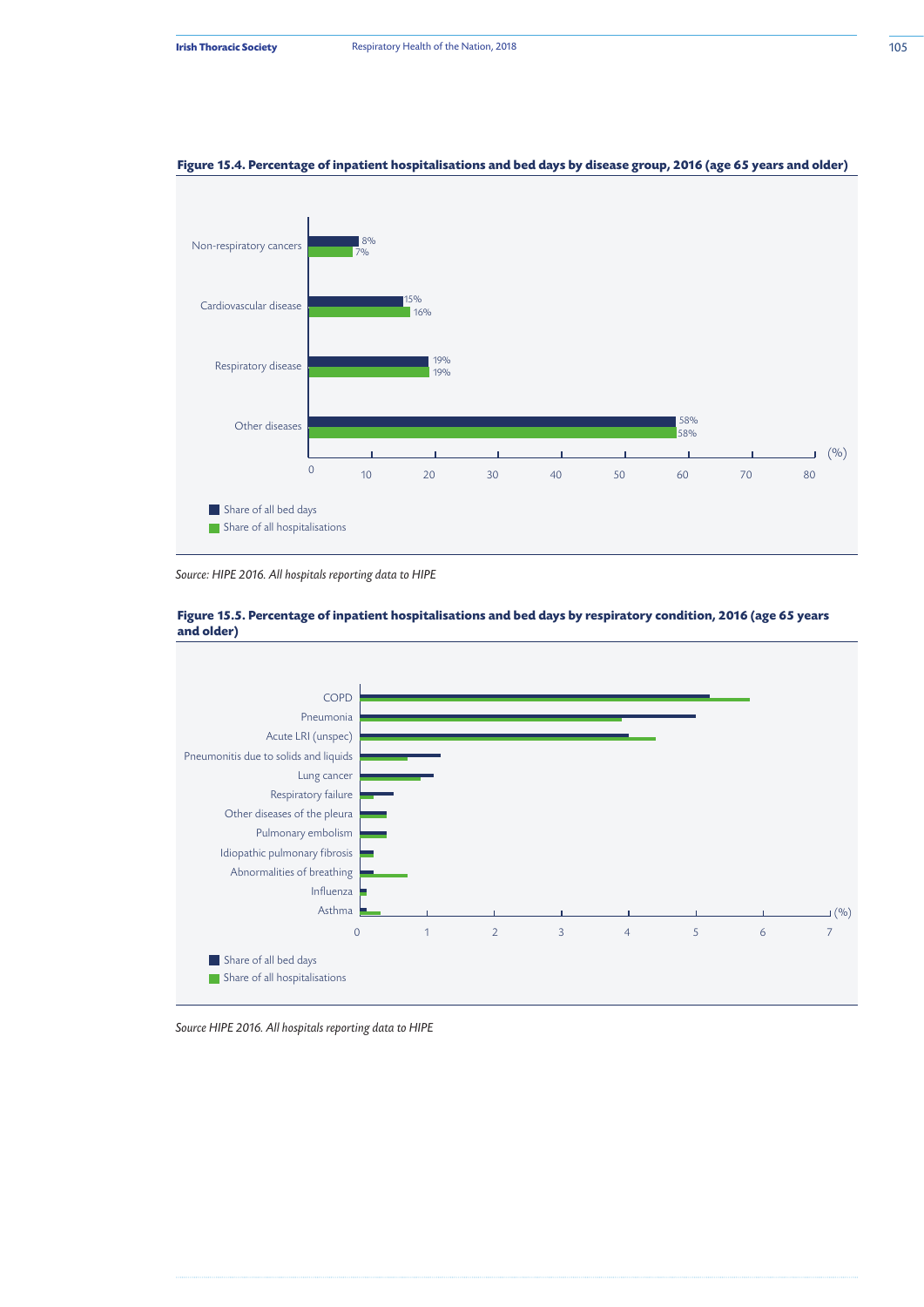**Figure 15.4. Percentage of inpatient hospitalisations and bed days by disease group, 2016 (age 65 years and older)**

| Disease group | Share of all bed days | Share of all hospitalisations |
|---|---|---|
| Non-respiratory cancers | 8% | 7% |
| Cardiovascular disease | 15% | 16% |
| Respiratory disease | 19% | 19% |
| Other diseases | 58% | 58% |

*Source: HIPE 2016. All hospitals reporting data to HIPE*

**Figure 15.5. Percentage of inpatient hospitalisations and bed days by respiratory condition, 2016 (age 65 years and older)**

Conditions shown: COPD, Pneumonia, Acute LRI (unspec), Pneumonitis due to solids and liquids, Lung cancer, Respiratory failure, Other diseases of the pleura, Pulmonary embolism, Idiopathic pulmonary fibrosis, Abnormalities of breathing, Influenza, Asthma

Axis: 0–7 (%)

Legend: Share of all bed days; Share of all hospitalisations

*Source HIPE 2016. All hospitals reporting data to HIPE*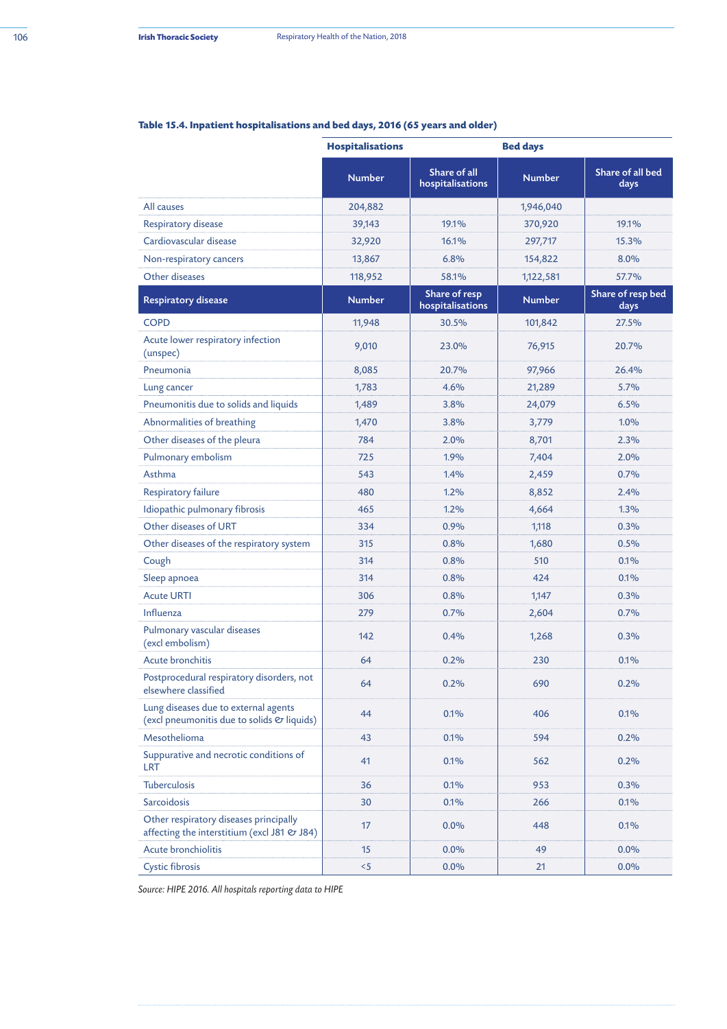**Table 15.4. Inpatient hospitalisations and bed days, 2016 (65 years and older)**

| | Hospitalisations | | Bed days | |
|---|---|---|---|---|
| | Number | Share of all hospitalisations | Number | Share of all bed days |
| All causes | 204,882 | | 1,946,040 | |
| Respiratory disease | 39,143 | 19.1% | 370,920 | 19.1% |
| Cardiovascular disease | 32,920 | 16.1% | 297,717 | 15.3% |
| Non-respiratory cancers | 13,867 | 6.8% | 154,822 | 8.0% |
| Other diseases | 118,952 | 58.1% | 1,122,581 | 57.7% |
| **Respiratory disease** | **Number** | **Share of resp hospitalisations** | **Number** | **Share of resp bed days** |
| COPD | 11,948 | 30.5% | 101,842 | 27.5% |
| Acute lower respiratory infection (unspec) | 9,010 | 23.0% | 76,915 | 20.7% |
| Pneumonia | 8,085 | 20.7% | 97,966 | 26.4% |
| Lung cancer | 1,783 | 4.6% | 21,289 | 5.7% |
| Pneumonitis due to solids and liquids | 1,489 | 3.8% | 24,079 | 6.5% |
| Abnormalities of breathing | 1,470 | 3.8% | 3,779 | 1.0% |
| Other diseases of the pleura | 784 | 2.0% | 8,701 | 2.3% |
| Pulmonary embolism | 725 | 1.9% | 7,404 | 2.0% |
| Asthma | 543 | 1.4% | 2,459 | 0.7% |
| Respiratory failure | 480 | 1.2% | 8,852 | 2.4% |
| Idiopathic pulmonary fibrosis | 465 | 1.2% | 4,664 | 1.3% |
| Other diseases of URT | 334 | 0.9% | 1,118 | 0.3% |
| Other diseases of the respiratory system | 315 | 0.8% | 1,680 | 0.5% |
| Cough | 314 | 0.8% | 510 | 0.1% |
| Sleep apnoea | 314 | 0.8% | 424 | 0.1% |
| Acute URTI | 306 | 0.8% | 1,147 | 0.3% |
| Influenza | 279 | 0.7% | 2,604 | 0.7% |
| Pulmonary vascular diseases (excl embolism) | 142 | 0.4% | 1,268 | 0.3% |
| Acute bronchitis | 64 | 0.2% | 230 | 0.1% |
| Postprocedural respiratory disorders, not elsewhere classified | 64 | 0.2% | 690 | 0.2% |
| Lung diseases due to external agents (excl pneumonitis due to solids & liquids) | 44 | 0.1% | 406 | 0.1% |
| Mesothelioma | 43 | 0.1% | 594 | 0.2% |
| Suppurative and necrotic conditions of LRT | 41 | 0.1% | 562 | 0.2% |
| Tuberculosis | 36 | 0.1% | 953 | 0.3% |
| Sarcoidosis | 30 | 0.1% | 266 | 0.1% |
| Other respiratory diseases principally affecting the interstitium (excl J81 & J84) | 17 | 0.0% | 448 | 0.1% |
| Acute bronchiolitis | 15 | 0.0% | 49 | 0.0% |
| Cystic fibrosis | <5 | 0.0% | 21 | 0.0% |

*Source: HIPE 2016. All hospitals reporting data to HIPE*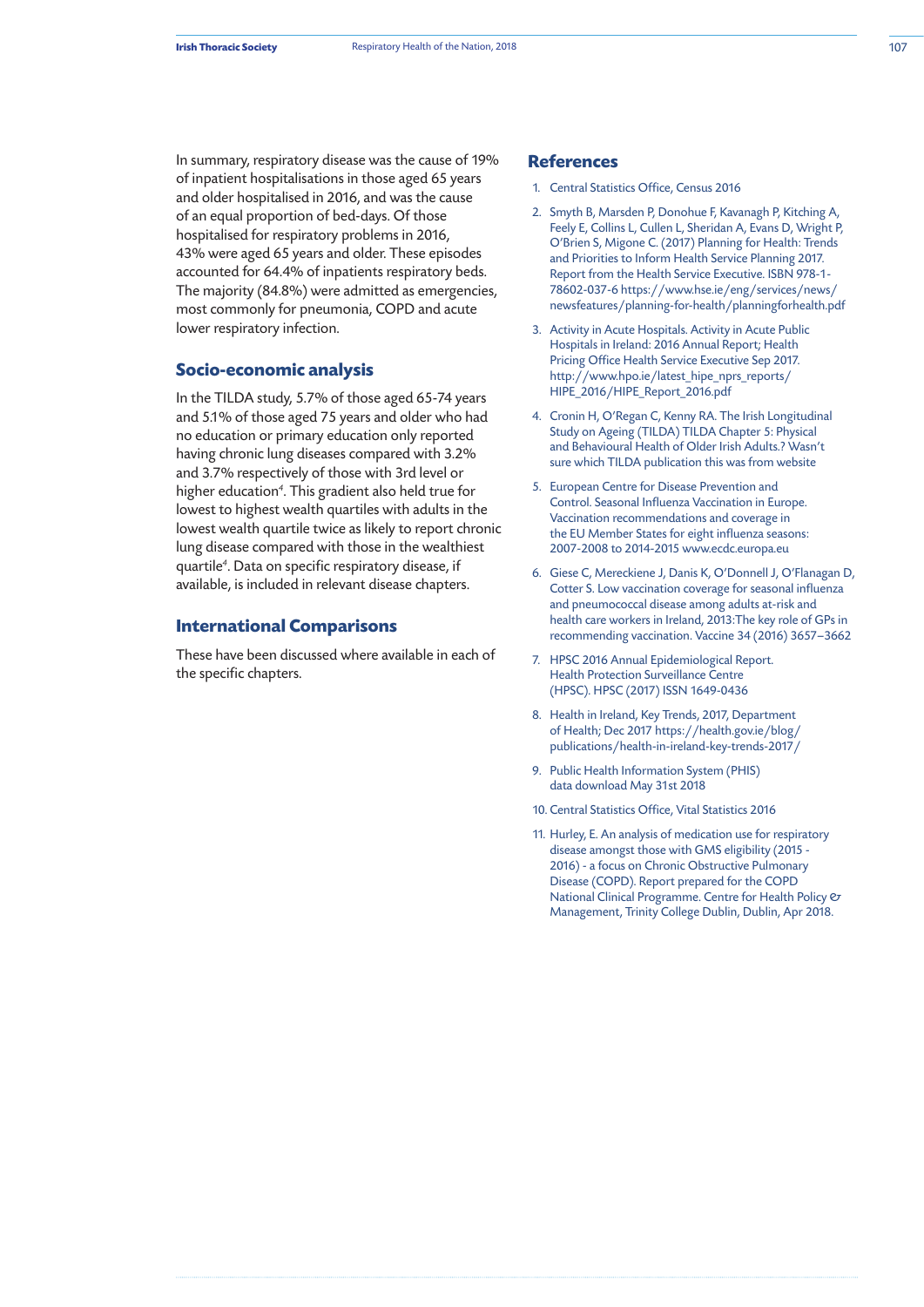In summary, respiratory disease was the cause of 19% of inpatient hospitalisations in those aged 65 years and older hospitalised in 2016, and was the cause of an equal proportion of bed-days. Of those hospitalised for respiratory problems in 2016, 43% were aged 65 years and older. These episodes accounted for 64.4% of inpatients respiratory beds. The majority (84.8%) were admitted as emergencies, most commonly for pneumonia, COPD and acute lower respiratory infection.

## Socio-economic analysis

In the TILDA study, 5.7% of those aged 65-74 years and 5.1% of those aged 75 years and older who had no education or primary education only reported having chronic lung diseases compared with 3.2% and 3.7% respectively of those with 3rd level or higher education[4]. This gradient also held true for lowest to highest wealth quartiles with adults in the lowest wealth quartile twice as likely to report chronic lung disease compared with those in the wealthiest quartile[4]. Data on specific respiratory disease, if available, is included in relevant disease chapters.

## International Comparisons

These have been discussed where available in each of the specific chapters.

## References

1. Central Statistics Office, Census 2016
2. Smyth B, Marsden P, Donohue F, Kavanagh P, Kitching A, Feely E, Collins L, Cullen L, Sheridan A, Evans D, Wright P, O'Brien S, Migone C. (2017) Planning for Health: Trends and Priorities to Inform Health Service Planning 2017. Report from the Health Service Executive. ISBN 978-1-78602-037-6 https://www.hse.ie/eng/services/news/newsfeatures/planning-for-health/planningforhealth.pdf
3. Activity in Acute Hospitals. Activity in Acute Public Hospitals in Ireland: 2016 Annual Report; Health Pricing Office Health Service Executive Sep 2017. http://www.hpo.ie/latest_hipe_nprs_reports/HIPE_2016/HIPE_Report_2016.pdf
4. Cronin H, O'Regan C, Kenny RA. The Irish Longitudinal Study on Ageing (TILDA) TILDA Chapter 5: Physical and Behavioural Health of Older Irish Adults.? Wasn't sure which TILDA publication this was from website
5. European Centre for Disease Prevention and Control. Seasonal Influenza Vaccination in Europe. Vaccination recommendations and coverage in the EU Member States for eight influenza seasons: 2007-2008 to 2014-2015 www.ecdc.europa.eu
6. Giese C, Mereckiene J, Danis K, O'Donnell J, O'Flanagan D, Cotter S. Low vaccination coverage for seasonal influenza and pneumococcal disease among adults at-risk and health care workers in Ireland, 2013:The key role of GPs in recommending vaccination. Vaccine 34 (2016) 3657–3662
7. HPSC 2016 Annual Epidemiological Report. Health Protection Surveillance Centre (HPSC). HPSC (2017) ISSN 1649-0436
8. Health in Ireland, Key Trends, 2017, Department of Health; Dec 2017 https://health.gov.ie/blog/publications/health-in-ireland-key-trends-2017/
9. Public Health Information System (PHIS) data download May 31st 2018
10. Central Statistics Office, Vital Statistics 2016
11. Hurley, E. An analysis of medication use for respiratory disease amongst those with GMS eligibility (2015 - 2016) - a focus on Chronic Obstructive Pulmonary Disease (COPD). Report prepared for the COPD National Clinical Programme. Centre for Health Policy & Management, Trinity College Dublin, Dublin, Apr 2018.